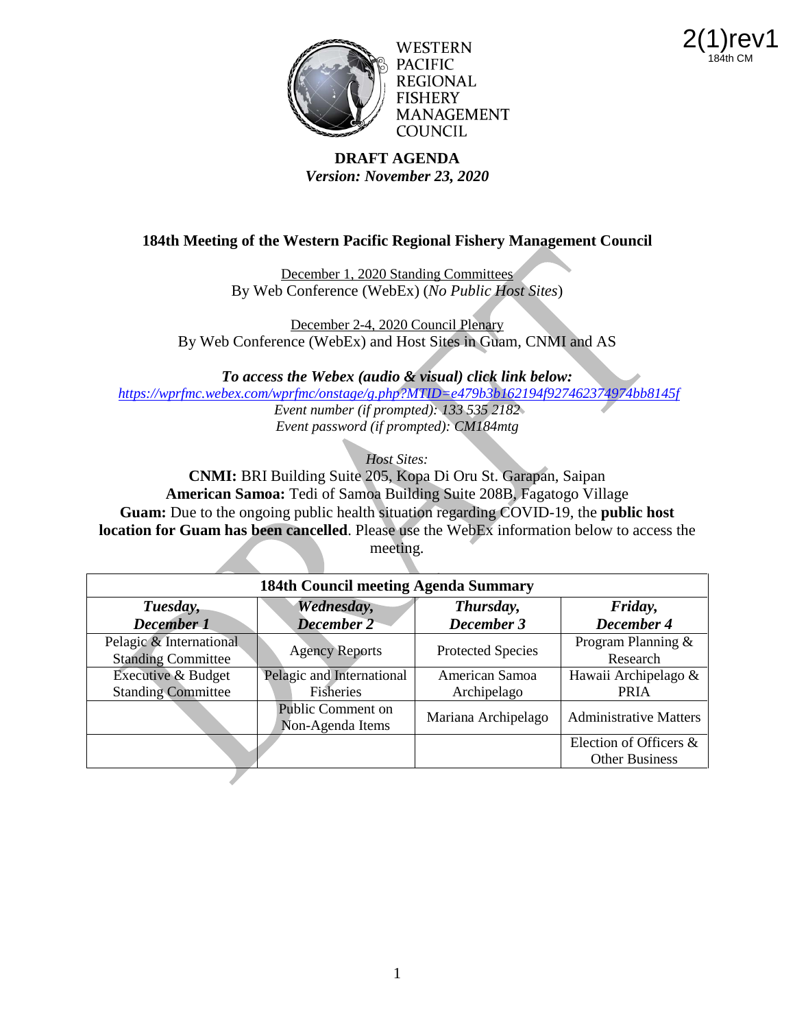2(1)rev1
184th CM

WESTERN PACIFIC REGIONAL FISHERY MANAGEMENT COUNCIL

**DRAFT AGENDA**
***Version: November 23, 2020***

## 184th Meeting of the Western Pacific Regional Fishery Management Council

December 1, 2020 Standing Committees
By Web Conference (WebEx) (*No Public Host Sites*)

December 2-4, 2020 Council Plenary
By Web Conference (WebEx) and Host Sites in Guam, CNMI and AS

***To access the Webex (audio & visual) click link below:***
*https://wprfmc.webex.com/wprfmc/onstage/g.php?MTID=e479b3b162194f927462374974bb8145f*
*Event number (if prompted): 133 535 2182*
*Event password (if prompted): CM184mtg*

*Host Sites:*
**CNMI:** BRI Building Suite 205, Kopa Di Oru St. Garapan, Saipan
**American Samoa:** Tedi of Samoa Building Suite 208B, Fagatogo Village
**Guam:** Due to the ongoing public health situation regarding COVID-19, the **public host location for Guam has been cancelled**. Please use the WebEx information below to access the meeting.

| 184th Council meeting Agenda Summary | | | |
|---|---|---|---|
| ***Tuesday, December 1*** | ***Wednesday, December 2*** | ***Thursday, December 3*** | ***Friday, December 4*** |
| Pelagic & International Standing Committee | Agency Reports | Protected Species | Program Planning & Research |
| Executive & Budget Standing Committee | Pelagic and International Fisheries | American Samoa Archipelago | Hawaii Archipelago & PRIA |
| | Public Comment on Non-Agenda Items | Mariana Archipelago | Administrative Matters |
| | | | Election of Officers & Other Business |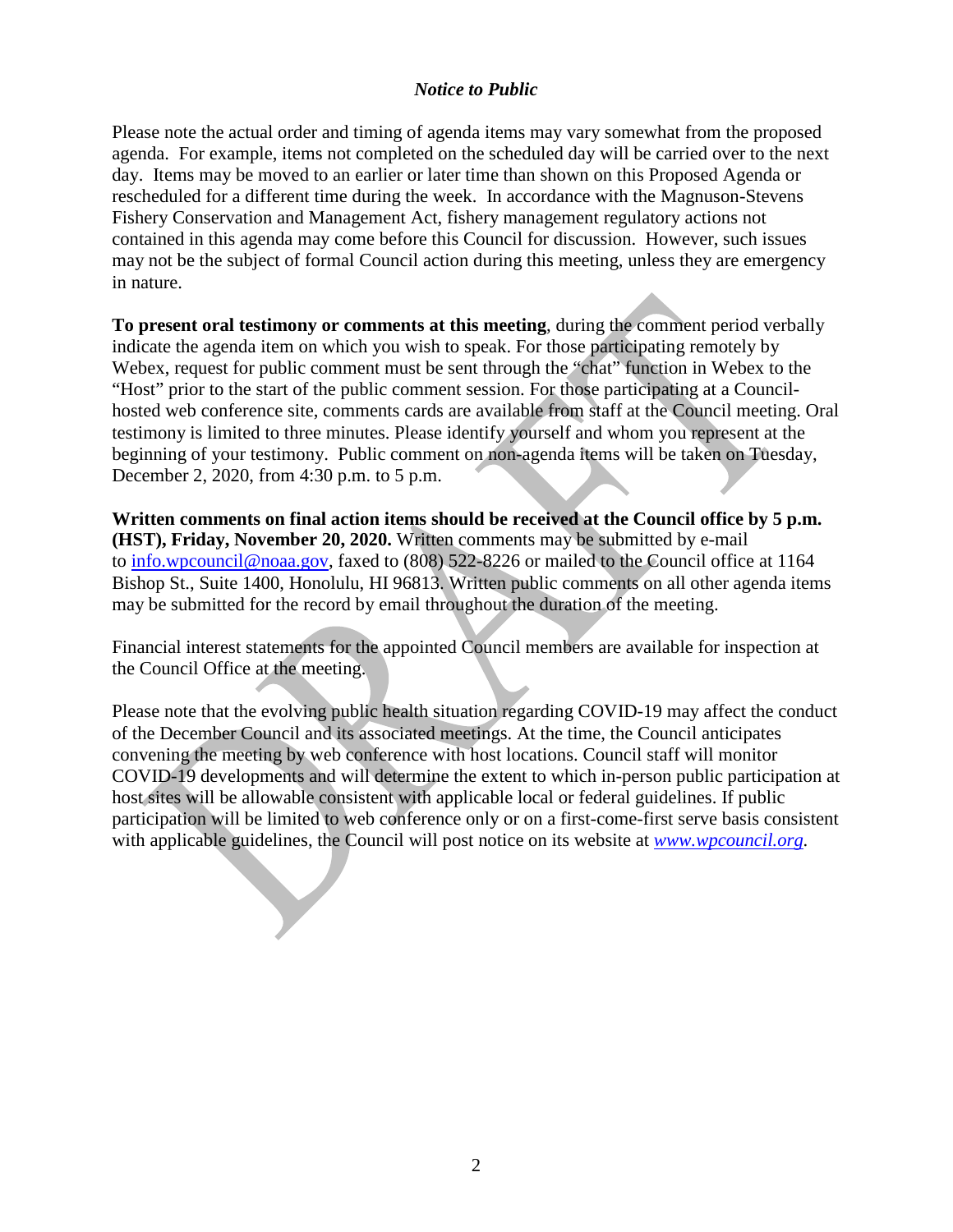*Notice to Public*

Please note the actual order and timing of agenda items may vary somewhat from the proposed agenda. For example, items not completed on the scheduled day will be carried over to the next day. Items may be moved to an earlier or later time than shown on this Proposed Agenda or rescheduled for a different time during the week. In accordance with the Magnuson-Stevens Fishery Conservation and Management Act, fishery management regulatory actions not contained in this agenda may come before this Council for discussion. However, such issues may not be the subject of formal Council action during this meeting, unless they are emergency in nature.

**To present oral testimony or comments at this meeting**, during the comment period verbally indicate the agenda item on which you wish to speak. For those participating remotely by Webex, request for public comment must be sent through the "chat" function in Webex to the "Host" prior to the start of the public comment session. For those participating at a Council-hosted web conference site, comments cards are available from staff at the Council meeting. Oral testimony is limited to three minutes. Please identify yourself and whom you represent at the beginning of your testimony. Public comment on non-agenda items will be taken on Tuesday, December 2, 2020, from 4:30 p.m. to 5 p.m.

**Written comments on final action items should be received at the Council office by 5 p.m. (HST), Friday, November 20, 2020.** Written comments may be submitted by e-mail to info.wpcouncil@noaa.gov, faxed to (808) 522-8226 or mailed to the Council office at 1164 Bishop St., Suite 1400, Honolulu, HI 96813. Written public comments on all other agenda items may be submitted for the record by email throughout the duration of the meeting.

Financial interest statements for the appointed Council members are available for inspection at the Council Office at the meeting.

Please note that the evolving public health situation regarding COVID-19 may affect the conduct of the December Council and its associated meetings. At the time, the Council anticipates convening the meeting by web conference with host locations. Council staff will monitor COVID-19 developments and will determine the extent to which in-person public participation at host sites will be allowable consistent with applicable local or federal guidelines. If public participation will be limited to web conference only or on a first-come-first serve basis consistent with applicable guidelines, the Council will post notice on its website at *www.wpcouncil.org*.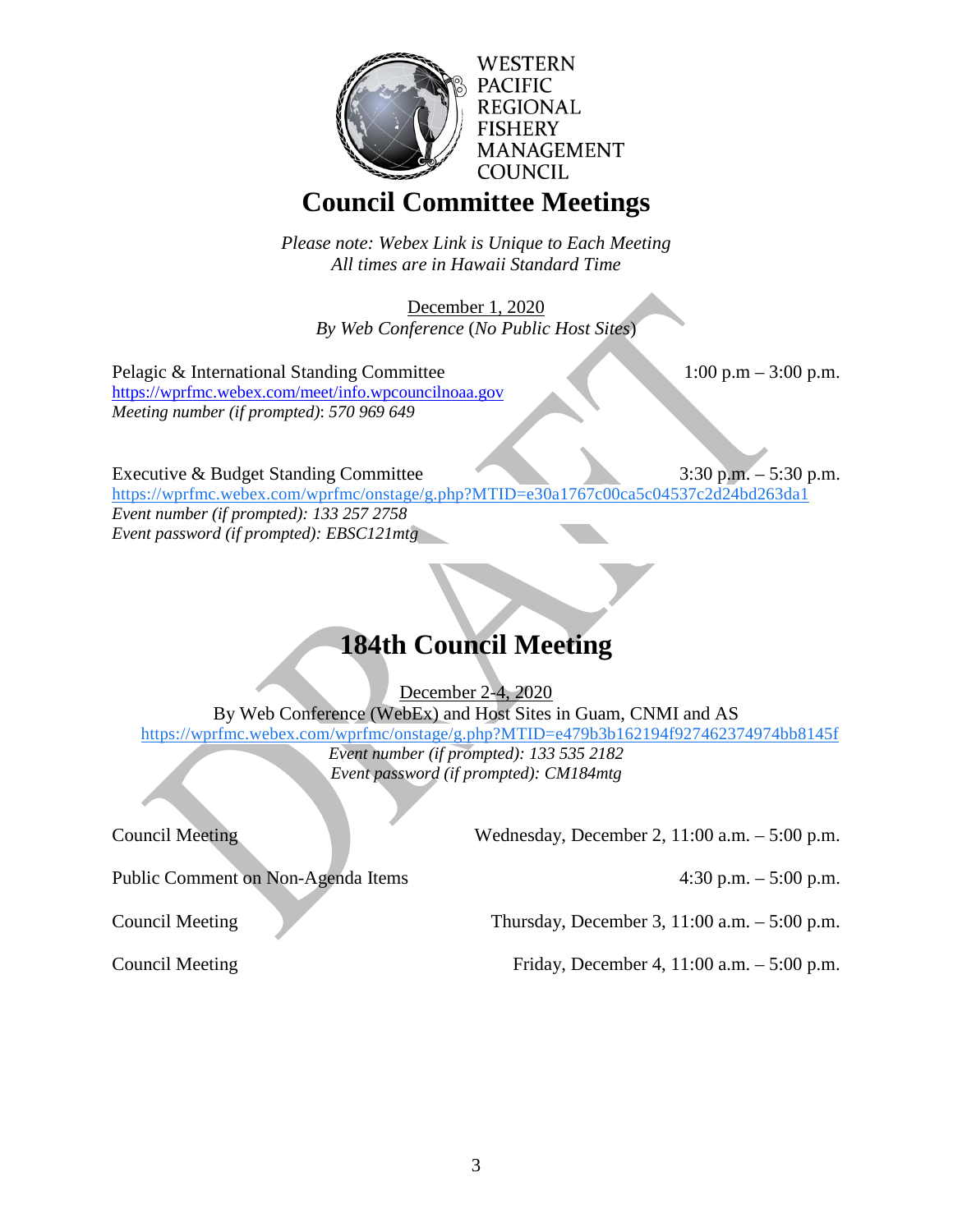WESTERN
PACIFIC
REGIONAL
FISHERY
MANAGEMENT
COUNCIL

# Council Committee Meetings

*Please note: Webex Link is Unique to Each Meeting*
*All times are in Hawaii Standard Time*

December 1, 2020
*By Web Conference (No Public Host Sites)*

Pelagic & International Standing Committee — 1:00 p.m – 3:00 p.m.
https://wprfmc.webex.com/meet/info.wpcouncilnoaa.gov
*Meeting number (if prompted): 570 969 649*

Executive & Budget Standing Committee — 3:30 p.m. – 5:30 p.m.
https://wprfmc.webex.com/wprfmc/onstage/g.php?MTID=e30a1767c00ca5c04537c2d24bd263da1
*Event number (if prompted): 133 257 2758*
*Event password (if prompted): EBSC121mtg*

# 184th Council Meeting

December 2-4, 2020
By Web Conference (WebEx) and Host Sites in Guam, CNMI and AS
https://wprfmc.webex.com/wprfmc/onstage/g.php?MTID=e479b3b162194f927462374974bb8145f
*Event number (if prompted): 133 535 2182*
*Event password (if prompted): CM184mtg*

Council Meeting — Wednesday, December 2, 11:00 a.m. – 5:00 p.m.

Public Comment on Non-Agenda Items — 4:30 p.m. – 5:00 p.m.

Council Meeting — Thursday, December 3, 11:00 a.m. – 5:00 p.m.

Council Meeting — Friday, December 4, 11:00 a.m. – 5:00 p.m.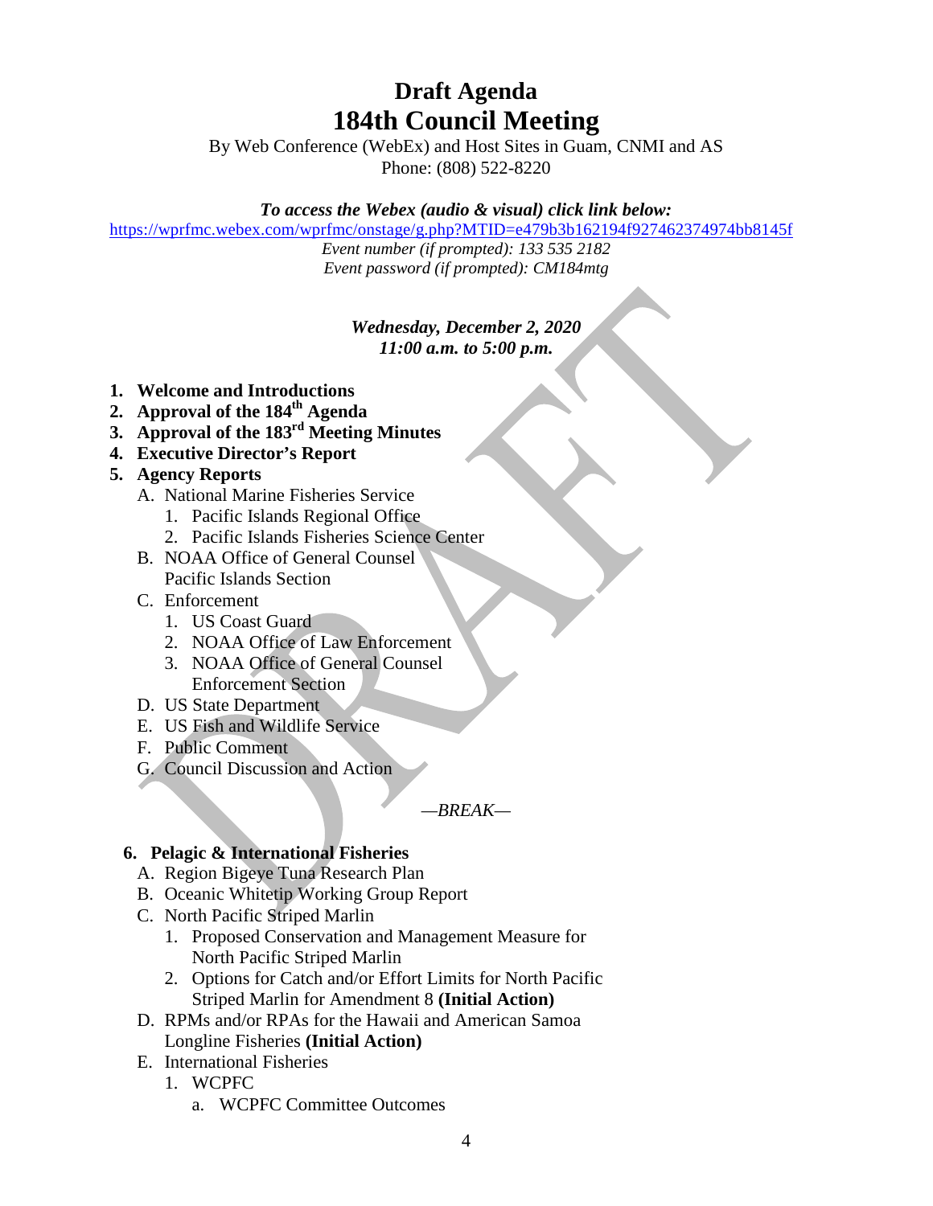# Draft Agenda
# 184th Council Meeting

By Web Conference (WebEx) and Host Sites in Guam, CNMI and AS
Phone: (808) 522-8220

***To access the Webex (audio & visual) click link below:***

https://wprfmc.webex.com/wprfmc/onstage/g.php?MTID=e479b3b162194f927462374974bb8145f

*Event number (if prompted): 133 535 2182*
*Event password (if prompted): CM184mtg*

***Wednesday, December 2, 2020***
***11:00 a.m. to 5:00 p.m.***

1. **Welcome and Introductions**
2. **Approval of the 184th Agenda**
3. **Approval of the 183rd Meeting Minutes**
4. **Executive Director's Report**
5. **Agency Reports**
   A. National Marine Fisheries Service
      1. Pacific Islands Regional Office
      2. Pacific Islands Fisheries Science Center
   B. NOAA Office of General Counsel Pacific Islands Section
   C. Enforcement
      1. US Coast Guard
      2. NOAA Office of Law Enforcement
      3. NOAA Office of General Counsel Enforcement Section
   D. US State Department
   E. US Fish and Wildlife Service
   F. Public Comment
   G. Council Discussion and Action

*—BREAK—*

6. **Pelagic & International Fisheries**
   A. Region Bigeye Tuna Research Plan
   B. Oceanic Whitetip Working Group Report
   C. North Pacific Striped Marlin
      1. Proposed Conservation and Management Measure for North Pacific Striped Marlin
      2. Options for Catch and/or Effort Limits for North Pacific Striped Marlin for Amendment 8 **(Initial Action)**
   D. RPMs and/or RPAs for the Hawaii and American Samoa Longline Fisheries **(Initial Action)**
   E. International Fisheries
      1. WCPFC
         a. WCPFC Committee Outcomes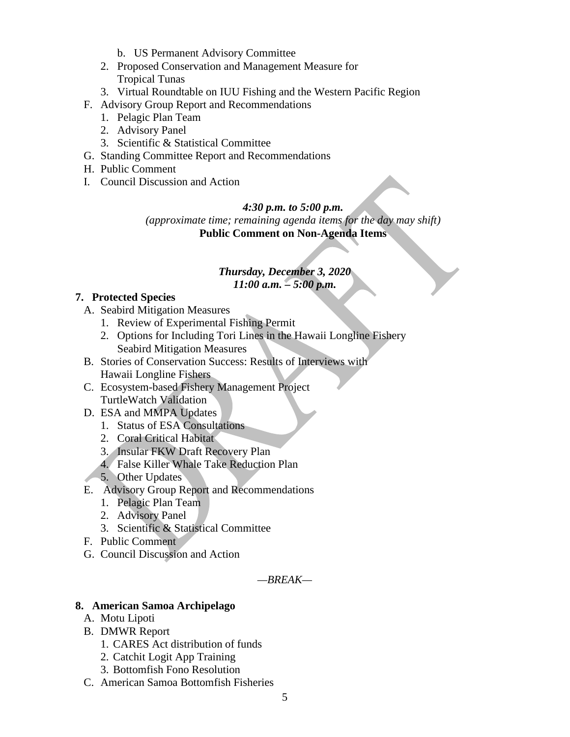b. US Permanent Advisory Committee
   2. Proposed Conservation and Management Measure for Tropical Tunas
   3. Virtual Roundtable on IUU Fishing and the Western Pacific Region
F. Advisory Group Report and Recommendations
   1. Pelagic Plan Team
   2. Advisory Panel
   3. Scientific & Statistical Committee
G. Standing Committee Report and Recommendations
H. Public Comment
I. Council Discussion and Action

***4:30 p.m. to 5:00 p.m.***
*(approximate time; remaining agenda items for the day may shift)*
**Public Comment on Non-Agenda Items**

***Thursday, December 3, 2020***
***11:00 a.m. – 5:00 p.m.***

**7. Protected Species**

A. Seabird Mitigation Measures
   1. Review of Experimental Fishing Permit
   2. Options for Including Tori Lines in the Hawaii Longline Fishery Seabird Mitigation Measures
B. Stories of Conservation Success: Results of Interviews with Hawaii Longline Fishers
C. Ecosystem-based Fishery Management Project TurtleWatch Validation
D. ESA and MMPA Updates
   1. Status of ESA Consultations
   2. Coral Critical Habitat
   3. Insular FKW Draft Recovery Plan
   4. False Killer Whale Take Reduction Plan
   5. Other Updates
E. Advisory Group Report and Recommendations
   1. Pelagic Plan Team
   2. Advisory Panel
   3. Scientific & Statistical Committee
F. Public Comment
G. Council Discussion and Action

*—BREAK—*

**8. American Samoa Archipelago**

A. Motu Lipoti
B. DMWR Report
   1. CARES Act distribution of funds
   2. Catchit Logit App Training
   3. Bottomfish Fono Resolution
C. American Samoa Bottomfish Fisheries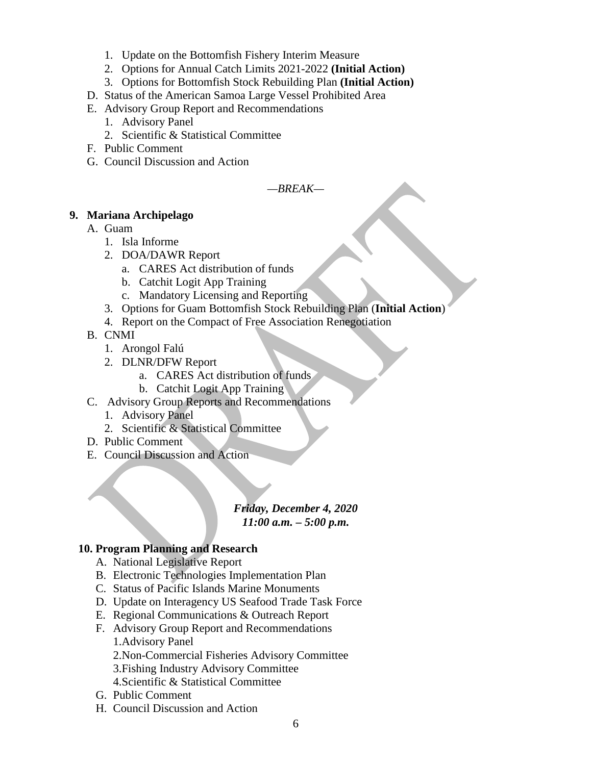1. Update on the Bottomfish Fishery Interim Measure
2. Options for Annual Catch Limits 2021-2022 **(Initial Action)**
3. Options for Bottomfish Stock Rebuilding Plan **(Initial Action)**

D. Status of the American Samoa Large Vessel Prohibited Area

E. Advisory Group Report and Recommendations
1. Advisory Panel
2. Scientific & Statistical Committee

F. Public Comment

G. Council Discussion and Action

*—BREAK—*

**9. Mariana Archipelago**

A. Guam
1. Isla Informe
2. DOA/DAWR Report
   a. CARES Act distribution of funds
   b. Catchit Logit App Training
   c. Mandatory Licensing and Reporting
3. Options for Guam Bottomfish Stock Rebuilding Plan (**Initial Action**)
4. Report on the Compact of Free Association Renegotiation

B. CNMI
1. Arongol Falú
2. DLNR/DFW Report
   a. CARES Act distribution of funds
   b. Catchit Logit App Training

C. Advisory Group Reports and Recommendations
1. Advisory Panel
2. Scientific & Statistical Committee

D. Public Comment

E. Council Discussion and Action

***Friday, December 4, 2020***
***11:00 a.m. – 5:00 p.m.***

**10. Program Planning and Research**

A. National Legislative Report

B. Electronic Technologies Implementation Plan

C. Status of Pacific Islands Marine Monuments

D. Update on Interagency US Seafood Trade Task Force

E. Regional Communications & Outreach Report

F. Advisory Group Report and Recommendations
1. Advisory Panel
2. Non-Commercial Fisheries Advisory Committee
3. Fishing Industry Advisory Committee
4. Scientific & Statistical Committee

G. Public Comment

H. Council Discussion and Action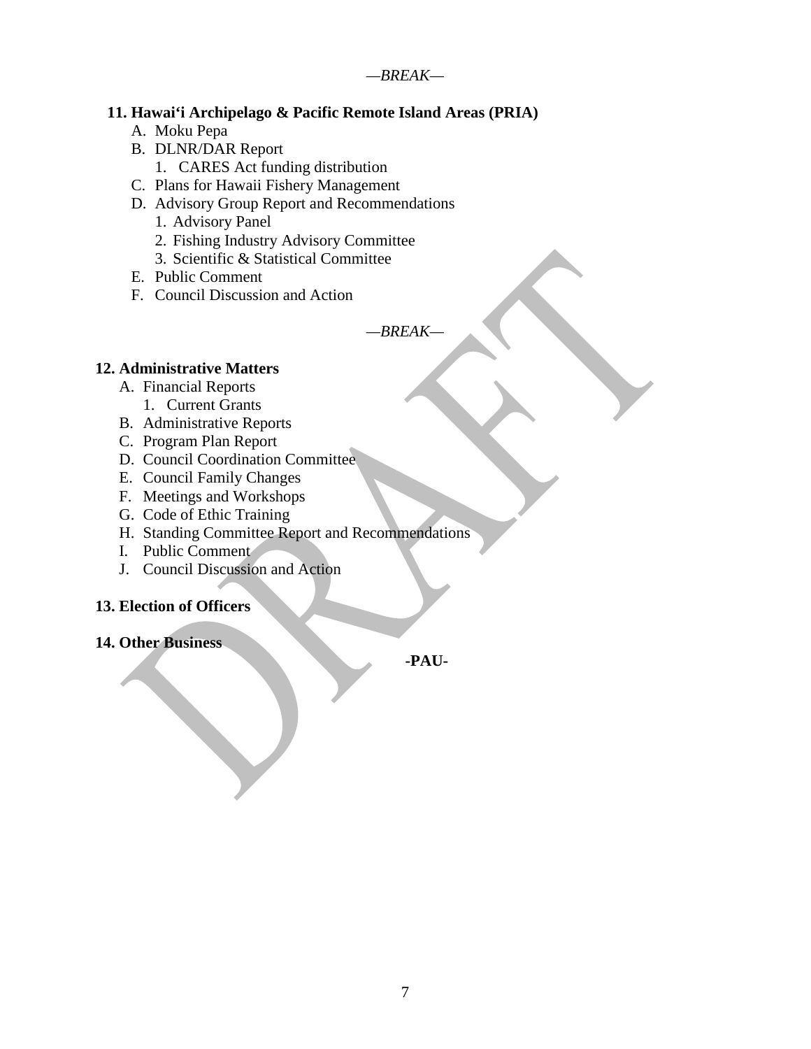*—BREAK—*

**11. Hawai'i Archipelago & Pacific Remote Island Areas (PRIA)**

A. Moku Pepa
B. DLNR/DAR Report
   1. CARES Act funding distribution
C. Plans for Hawaii Fishery Management
D. Advisory Group Report and Recommendations
   1. Advisory Panel
   2. Fishing Industry Advisory Committee
   3. Scientific & Statistical Committee
E. Public Comment
F. Council Discussion and Action

*—BREAK—*

**12. Administrative Matters**

A. Financial Reports
   1. Current Grants
B. Administrative Reports
C. Program Plan Report
D. Council Coordination Committee
E. Council Family Changes
F. Meetings and Workshops
G. Code of Ethic Training
H. Standing Committee Report and Recommendations
I. Public Comment
J. Council Discussion and Action

**13. Election of Officers**

**14. Other Business**

**-PAU-**